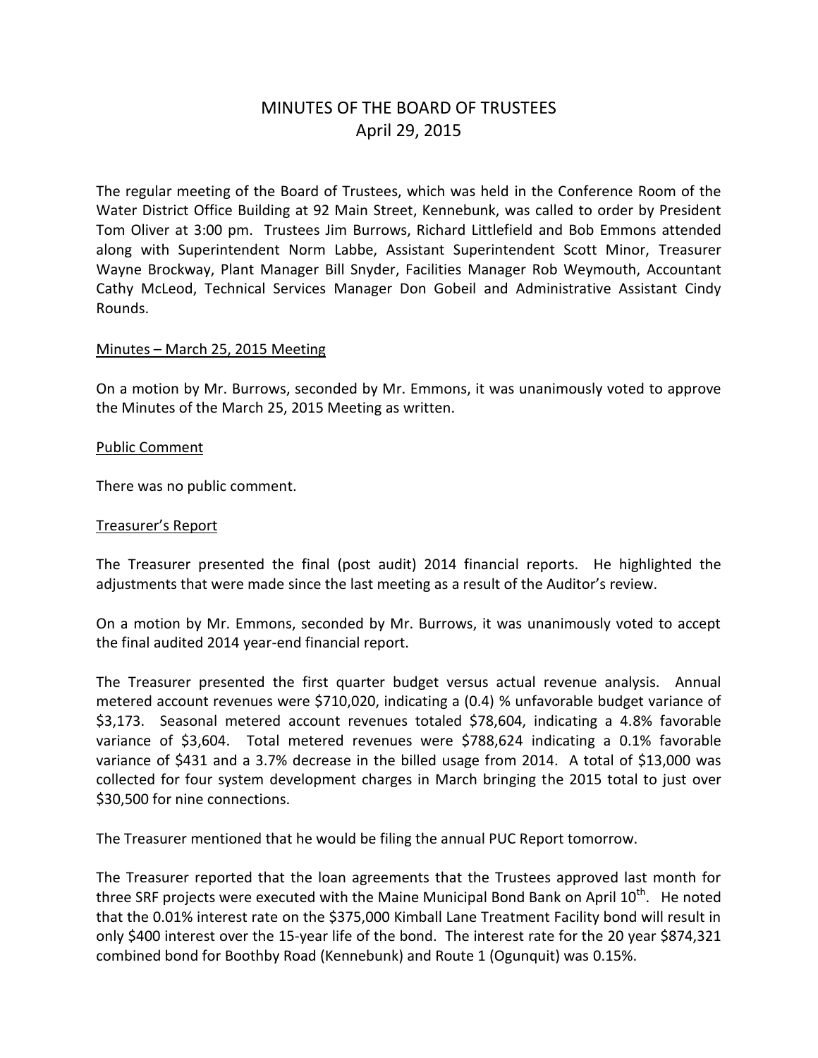# MINUTES OF THE BOARD OF TRUSTEES
## April 29, 2015

The regular meeting of the Board of Trustees, which was held in the Conference Room of the Water District Office Building at 92 Main Street, Kennebunk, was called to order by President Tom Oliver at 3:00 pm. Trustees Jim Burrows, Richard Littlefield and Bob Emmons attended along with Superintendent Norm Labbe, Assistant Superintendent Scott Minor, Treasurer Wayne Brockway, Plant Manager Bill Snyder, Facilities Manager Rob Weymouth, Accountant Cathy McLeod, Technical Services Manager Don Gobeil and Administrative Assistant Cindy Rounds.

<u>Minutes – March 25, 2015 Meeting</u>

On a motion by Mr. Burrows, seconded by Mr. Emmons, it was unanimously voted to approve the Minutes of the March 25, 2015 Meeting as written.

<u>Public Comment</u>

There was no public comment.

<u>Treasurer's Report</u>

The Treasurer presented the final (post audit) 2014 financial reports. He highlighted the adjustments that were made since the last meeting as a result of the Auditor's review.

On a motion by Mr. Emmons, seconded by Mr. Burrows, it was unanimously voted to accept the final audited 2014 year-end financial report.

The Treasurer presented the first quarter budget versus actual revenue analysis. Annual metered account revenues were $710,020, indicating a (0.4) % unfavorable budget variance of $3,173. Seasonal metered account revenues totaled $78,604, indicating a 4.8% favorable variance of $3,604. Total metered revenues were $788,624 indicating a 0.1% favorable variance of $431 and a 3.7% decrease in the billed usage from 2014. A total of $13,000 was collected for four system development charges in March bringing the 2015 total to just over $30,500 for nine connections.

The Treasurer mentioned that he would be filing the annual PUC Report tomorrow.

The Treasurer reported that the loan agreements that the Trustees approved last month for three SRF projects were executed with the Maine Municipal Bond Bank on April 10th. He noted that the 0.01% interest rate on the $375,000 Kimball Lane Treatment Facility bond will result in only $400 interest over the 15-year life of the bond. The interest rate for the 20 year $874,321 combined bond for Boothby Road (Kennebunk) and Route 1 (Ogunquit) was 0.15%.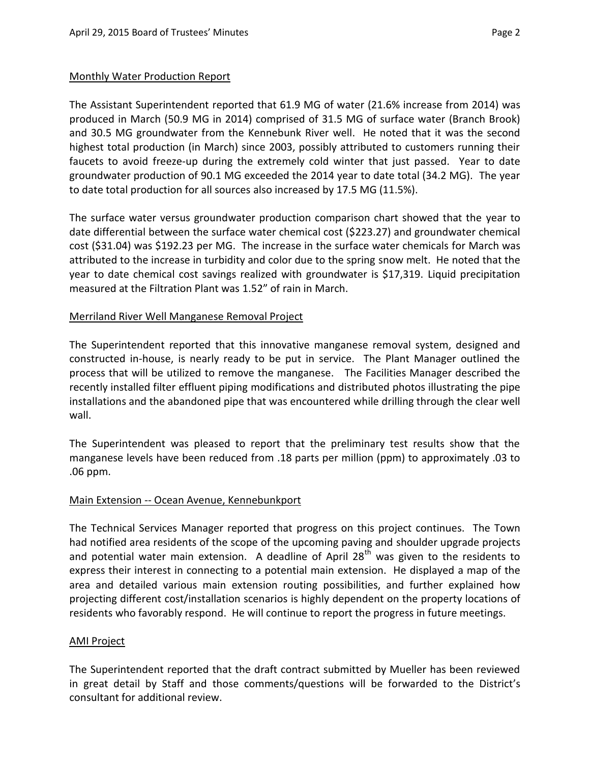## Monthly Water Production Report

The Assistant Superintendent reported that 61.9 MG of water (21.6% increase from 2014) was produced in March (50.9 MG in 2014) comprised of 31.5 MG of surface water (Branch Brook) and 30.5 MG groundwater from the Kennebunk River well. He noted that it was the second highest total production (in March) since 2003, possibly attributed to customers running their faucets to avoid freeze-up during the extremely cold winter that just passed. Year to date groundwater production of 90.1 MG exceeded the 2014 year to date total (34.2 MG). The year to date total production for all sources also increased by 17.5 MG (11.5%).

The surface water versus groundwater production comparison chart showed that the year to date differential between the surface water chemical cost ($223.27) and groundwater chemical cost ($31.04) was $192.23 per MG. The increase in the surface water chemicals for March was attributed to the increase in turbidity and color due to the spring snow melt. He noted that the year to date chemical cost savings realized with groundwater is $17,319. Liquid precipitation measured at the Filtration Plant was 1.52" of rain in March.

## Merriland River Well Manganese Removal Project

The Superintendent reported that this innovative manganese removal system, designed and constructed in-house, is nearly ready to be put in service. The Plant Manager outlined the process that will be utilized to remove the manganese. The Facilities Manager described the recently installed filter effluent piping modifications and distributed photos illustrating the pipe installations and the abandoned pipe that was encountered while drilling through the clear well wall.

The Superintendent was pleased to report that the preliminary test results show that the manganese levels have been reduced from .18 parts per million (ppm) to approximately .03 to .06 ppm.

## Main Extension -- Ocean Avenue, Kennebunkport

The Technical Services Manager reported that progress on this project continues. The Town had notified area residents of the scope of the upcoming paving and shoulder upgrade projects and potential water main extension. A deadline of April 28th was given to the residents to express their interest in connecting to a potential main extension. He displayed a map of the area and detailed various main extension routing possibilities, and further explained how projecting different cost/installation scenarios is highly dependent on the property locations of residents who favorably respond. He will continue to report the progress in future meetings.

## AMI Project

The Superintendent reported that the draft contract submitted by Mueller has been reviewed in great detail by Staff and those comments/questions will be forwarded to the District's consultant for additional review.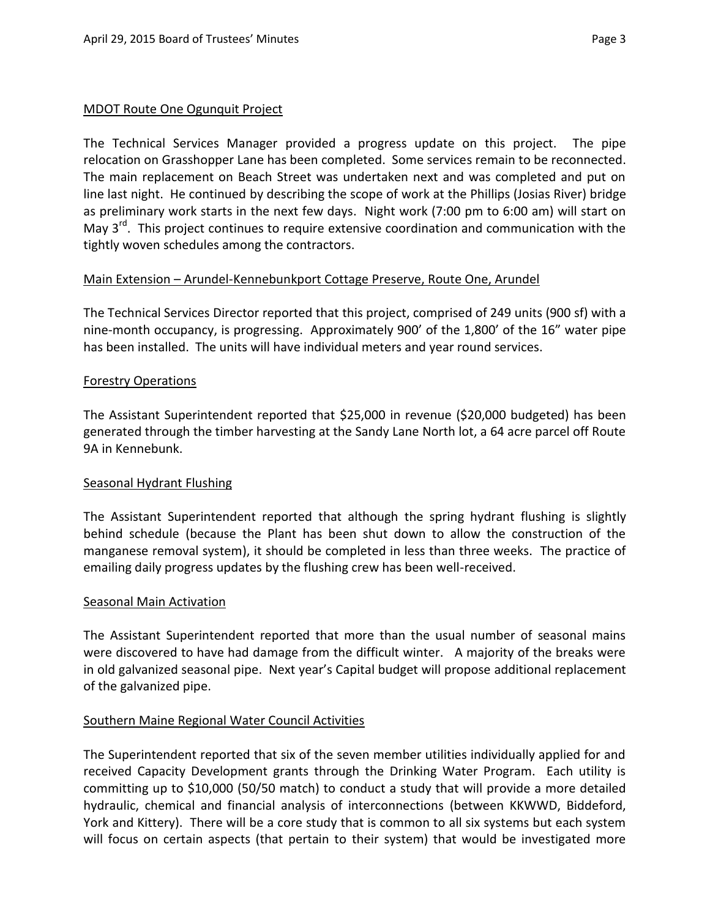MDOT Route One Ogunquit Project

The Technical Services Manager provided a progress update on this project. The pipe relocation on Grasshopper Lane has been completed. Some services remain to be reconnected. The main replacement on Beach Street was undertaken next and was completed and put on line last night. He continued by describing the scope of work at the Phillips (Josias River) bridge as preliminary work starts in the next few days. Night work (7:00 pm to 6:00 am) will start on May 3rd. This project continues to require extensive coordination and communication with the tightly woven schedules among the contractors.

Main Extension – Arundel-Kennebunkport Cottage Preserve, Route One, Arundel

The Technical Services Director reported that this project, comprised of 249 units (900 sf) with a nine-month occupancy, is progressing. Approximately 900' of the 1,800' of the 16" water pipe has been installed. The units will have individual meters and year round services.

Forestry Operations

The Assistant Superintendent reported that $25,000 in revenue ($20,000 budgeted) has been generated through the timber harvesting at the Sandy Lane North lot, a 64 acre parcel off Route 9A in Kennebunk.

Seasonal Hydrant Flushing

The Assistant Superintendent reported that although the spring hydrant flushing is slightly behind schedule (because the Plant has been shut down to allow the construction of the manganese removal system), it should be completed in less than three weeks. The practice of emailing daily progress updates by the flushing crew has been well-received.

Seasonal Main Activation

The Assistant Superintendent reported that more than the usual number of seasonal mains were discovered to have had damage from the difficult winter. A majority of the breaks were in old galvanized seasonal pipe. Next year's Capital budget will propose additional replacement of the galvanized pipe.

Southern Maine Regional Water Council Activities

The Superintendent reported that six of the seven member utilities individually applied for and received Capacity Development grants through the Drinking Water Program. Each utility is committing up to $10,000 (50/50 match) to conduct a study that will provide a more detailed hydraulic, chemical and financial analysis of interconnections (between KKWWD, Biddeford, York and Kittery). There will be a core study that is common to all six systems but each system will focus on certain aspects (that pertain to their system) that would be investigated more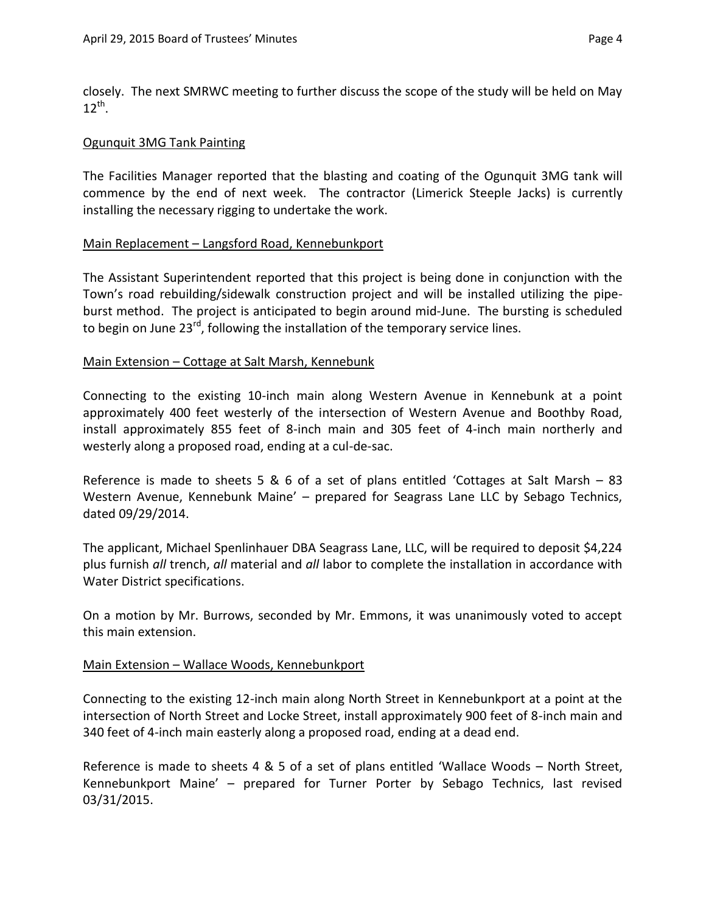closely. The next SMRWC meeting to further discuss the scope of the study will be held on May 12th.

<u>Ogunquit 3MG Tank Painting</u>

The Facilities Manager reported that the blasting and coating of the Ogunquit 3MG tank will commence by the end of next week. The contractor (Limerick Steeple Jacks) is currently installing the necessary rigging to undertake the work.

<u>Main Replacement – Langsford Road, Kennebunkport</u>

The Assistant Superintendent reported that this project is being done in conjunction with the Town's road rebuilding/sidewalk construction project and will be installed utilizing the pipe-burst method. The project is anticipated to begin around mid-June. The bursting is scheduled to begin on June 23rd, following the installation of the temporary service lines.

<u>Main Extension – Cottage at Salt Marsh, Kennebunk</u>

Connecting to the existing 10-inch main along Western Avenue in Kennebunk at a point approximately 400 feet westerly of the intersection of Western Avenue and Boothby Road, install approximately 855 feet of 8-inch main and 305 feet of 4-inch main northerly and westerly along a proposed road, ending at a cul-de-sac.

Reference is made to sheets 5 & 6 of a set of plans entitled 'Cottages at Salt Marsh – 83 Western Avenue, Kennebunk Maine' – prepared for Seagrass Lane LLC by Sebago Technics, dated 09/29/2014.

The applicant, Michael Spenlinhauer DBA Seagrass Lane, LLC, will be required to deposit $4,224 plus furnish *all* trench, *all* material and *all* labor to complete the installation in accordance with Water District specifications.

On a motion by Mr. Burrows, seconded by Mr. Emmons, it was unanimously voted to accept this main extension.

<u>Main Extension – Wallace Woods, Kennebunkport</u>

Connecting to the existing 12-inch main along North Street in Kennebunkport at a point at the intersection of North Street and Locke Street, install approximately 900 feet of 8-inch main and 340 feet of 4-inch main easterly along a proposed road, ending at a dead end.

Reference is made to sheets 4 & 5 of a set of plans entitled 'Wallace Woods – North Street, Kennebunkport Maine' – prepared for Turner Porter by Sebago Technics, last revised 03/31/2015.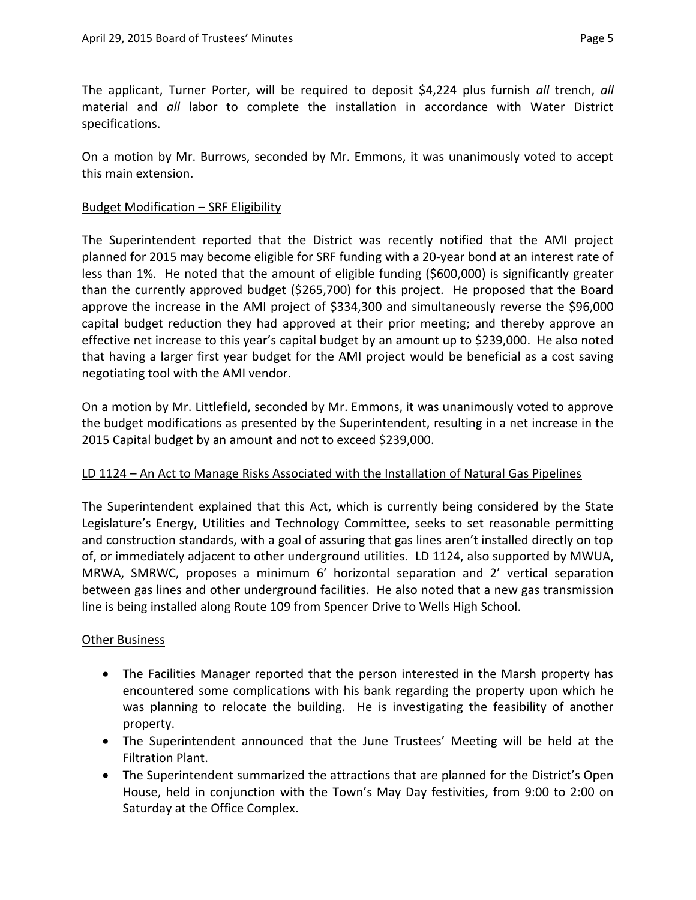The applicant, Turner Porter, will be required to deposit $4,224 plus furnish *all* trench, *all* material and *all* labor to complete the installation in accordance with Water District specifications.

On a motion by Mr. Burrows, seconded by Mr. Emmons, it was unanimously voted to accept this main extension.

<u>Budget Modification – SRF Eligibility</u>

The Superintendent reported that the District was recently notified that the AMI project planned for 2015 may become eligible for SRF funding with a 20-year bond at an interest rate of less than 1%. He noted that the amount of eligible funding ($600,000) is significantly greater than the currently approved budget ($265,700) for this project. He proposed that the Board approve the increase in the AMI project of $334,300 and simultaneously reverse the $96,000 capital budget reduction they had approved at their prior meeting; and thereby approve an effective net increase to this year's capital budget by an amount up to $239,000. He also noted that having a larger first year budget for the AMI project would be beneficial as a cost saving negotiating tool with the AMI vendor.

On a motion by Mr. Littlefield, seconded by Mr. Emmons, it was unanimously voted to approve the budget modifications as presented by the Superintendent, resulting in a net increase in the 2015 Capital budget by an amount and not to exceed $239,000.

<u>LD 1124 – An Act to Manage Risks Associated with the Installation of Natural Gas Pipelines</u>

The Superintendent explained that this Act, which is currently being considered by the State Legislature's Energy, Utilities and Technology Committee, seeks to set reasonable permitting and construction standards, with a goal of assuring that gas lines aren't installed directly on top of, or immediately adjacent to other underground utilities. LD 1124, also supported by MWUA, MRWA, SMRWC, proposes a minimum 6' horizontal separation and 2' vertical separation between gas lines and other underground facilities. He also noted that a new gas transmission line is being installed along Route 109 from Spencer Drive to Wells High School.

<u>Other Business</u>

- The Facilities Manager reported that the person interested in the Marsh property has encountered some complications with his bank regarding the property upon which he was planning to relocate the building. He is investigating the feasibility of another property.
- The Superintendent announced that the June Trustees' Meeting will be held at the Filtration Plant.
- The Superintendent summarized the attractions that are planned for the District's Open House, held in conjunction with the Town's May Day festivities, from 9:00 to 2:00 on Saturday at the Office Complex.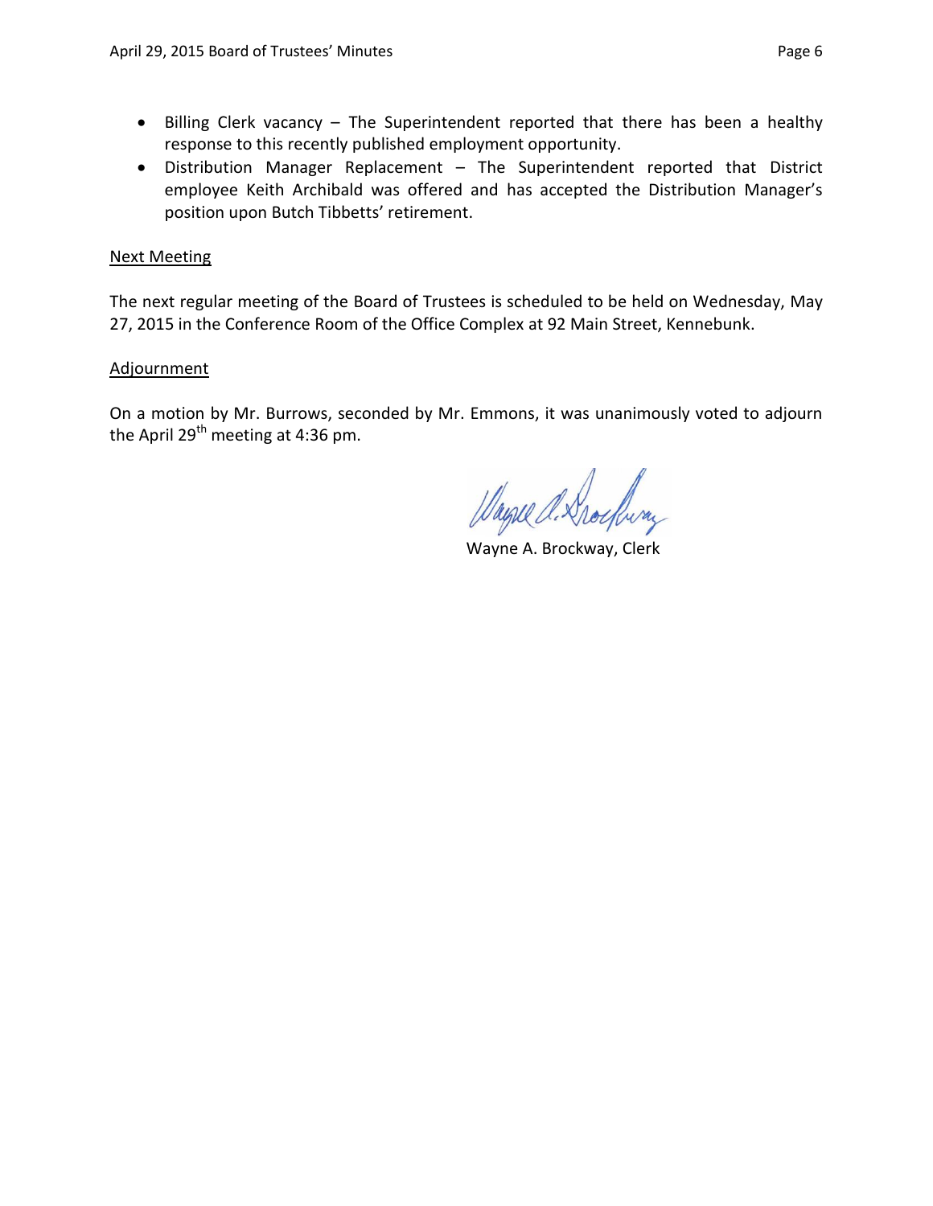- Billing Clerk vacancy – The Superintendent reported that there has been a healthy response to this recently published employment opportunity.
- Distribution Manager Replacement – The Superintendent reported that District employee Keith Archibald was offered and has accepted the Distribution Manager's position upon Butch Tibbetts' retirement.

Next Meeting

The next regular meeting of the Board of Trustees is scheduled to be held on Wednesday, May 27, 2015 in the Conference Room of the Office Complex at 92 Main Street, Kennebunk.

Adjournment

On a motion by Mr. Burrows, seconded by Mr. Emmons, it was unanimously voted to adjourn the April 29th meeting at 4:36 pm.

Wayne A. Brockway, Clerk